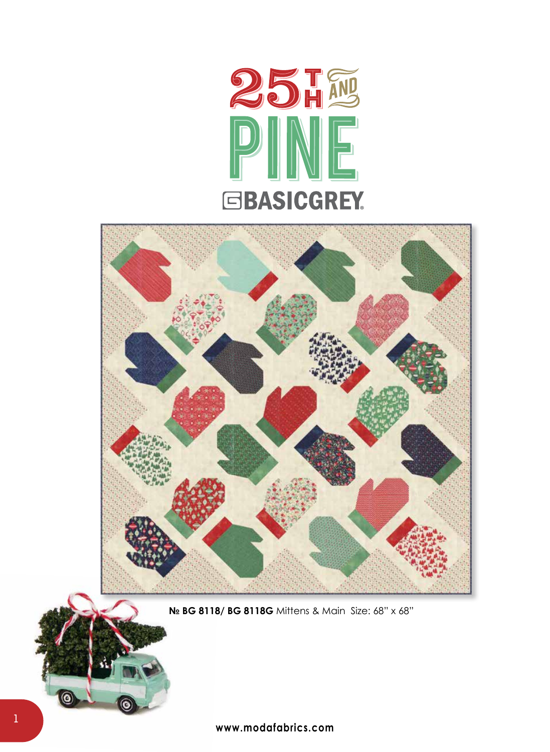# 25TH AND PINE

## BASICGREY

**№ BG 8118/ BG 8118G** Mittens & Main Size: 68" x 68"

www.modafabrics.com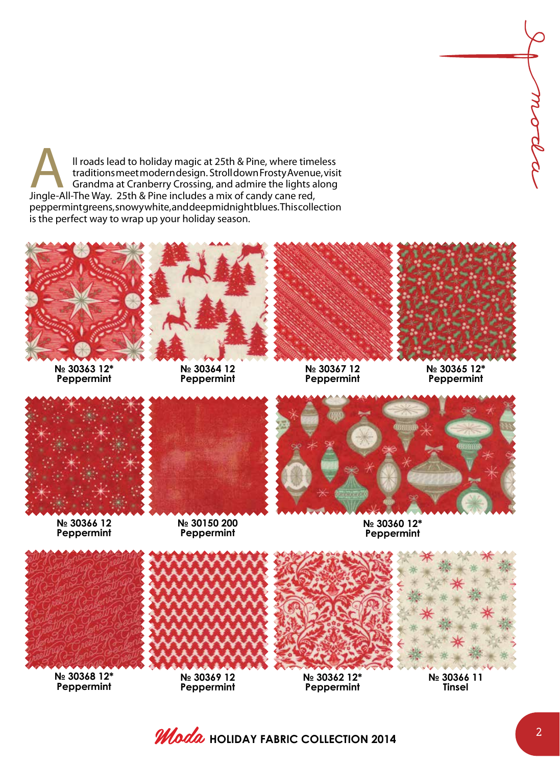All roads lead to holiday magic at 25th & Pine, where timeless traditions meet modern design. Stroll down Frosty Avenue, visit Grandma at Cranberry Crossing, and admire the lights along Jingle-All-The Way. 25th & Pine includes a mix of candy cane red, peppermint greens, snowy white, and deep midnight blues. This collection is the perfect way to wrap up your holiday season.

**№ 30363 12***
**Peppermint**

**№ 30364 12**
**Peppermint**

**№ 30367 12**
**Peppermint**

**№ 30365 12***
**Peppermint**

**№ 30366 12**
**Peppermint**

**№ 30150 200**
**Peppermint**

**№ 30360 12***
**Peppermint**

**№ 30368 12***
**Peppermint**

**№ 30369 12**
**Peppermint**

**№ 30362 12***
**Peppermint**

**№ 30366 11**
**Tinsel**

Moda HOLIDAY FABRIC COLLECTION 2014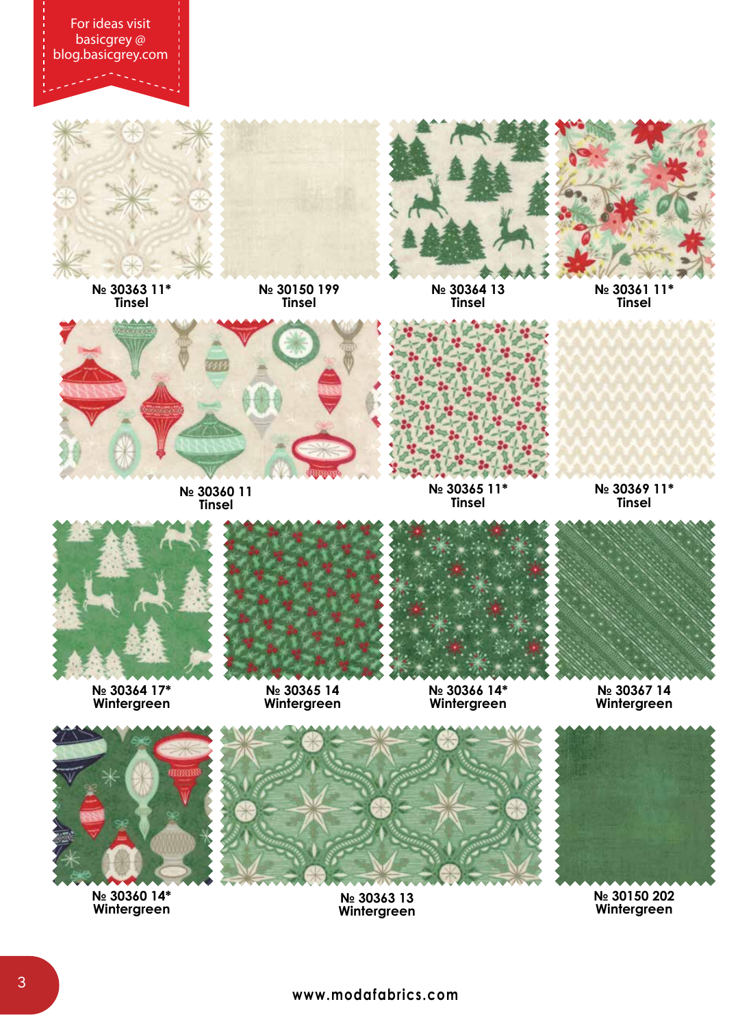For ideas visit basicgrey @ blog.basicgrey.com

№ 30363 11*
Tinsel

№ 30150 199
Tinsel

№ 30364 13
Tinsel

№ 30361 11*
Tinsel

№ 30360 11
Tinsel

№ 30365 11*
Tinsel

№ 30369 11*
Tinsel

№ 30364 17*
Wintergreen

№ 30365 14
Wintergreen

№ 30366 14*
Wintergreen

№ 30367 14
Wintergreen

№ 30360 14*
Wintergreen

№ 30363 13
Wintergreen

№ 30150 202
Wintergreen

www.modafabrics.com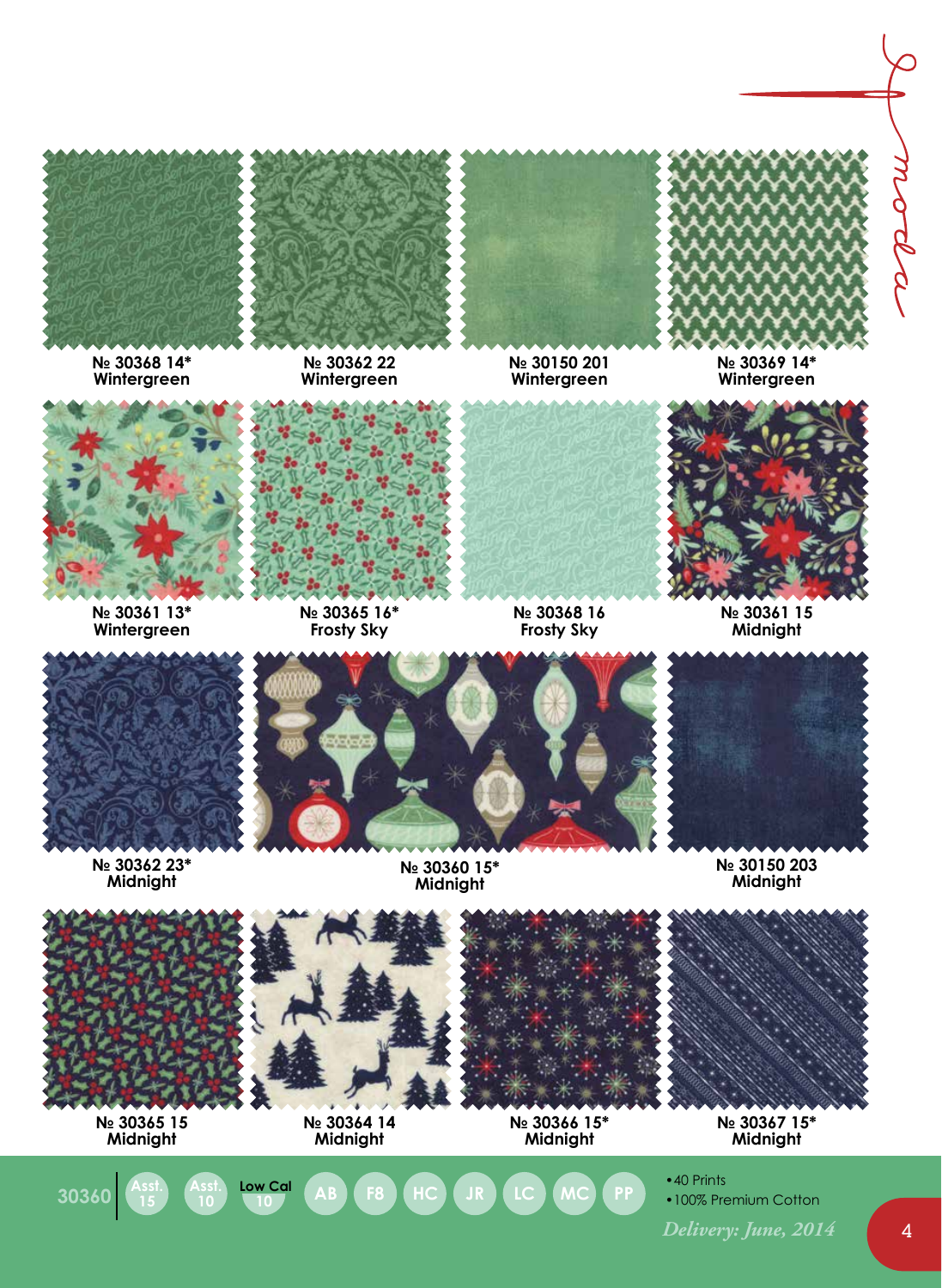№ 30368 14*
Wintergreen

№ 30362 22
Wintergreen

№ 30150 201
Wintergreen

№ 30369 14*
Wintergreen

№ 30361 13*
Wintergreen

№ 30365 16*
Frosty Sky

№ 30368 16
Frosty Sky

№ 30361 15
Midnight

№ 30362 23*
Midnight

№ 30360 15*
Midnight

№ 30150 203
Midnight

№ 30365 15
Midnight

№ 30364 14
Midnight

№ 30366 15*
Midnight

№ 30367 15*
Midnight

30360 | Asst. 15 | Asst. 10 | Low Cal 10 | AB | F8 | HC | JR | LC | MC | PP

- 40 Prints
- 100% Premium Cotton

*Delivery: June, 2014*